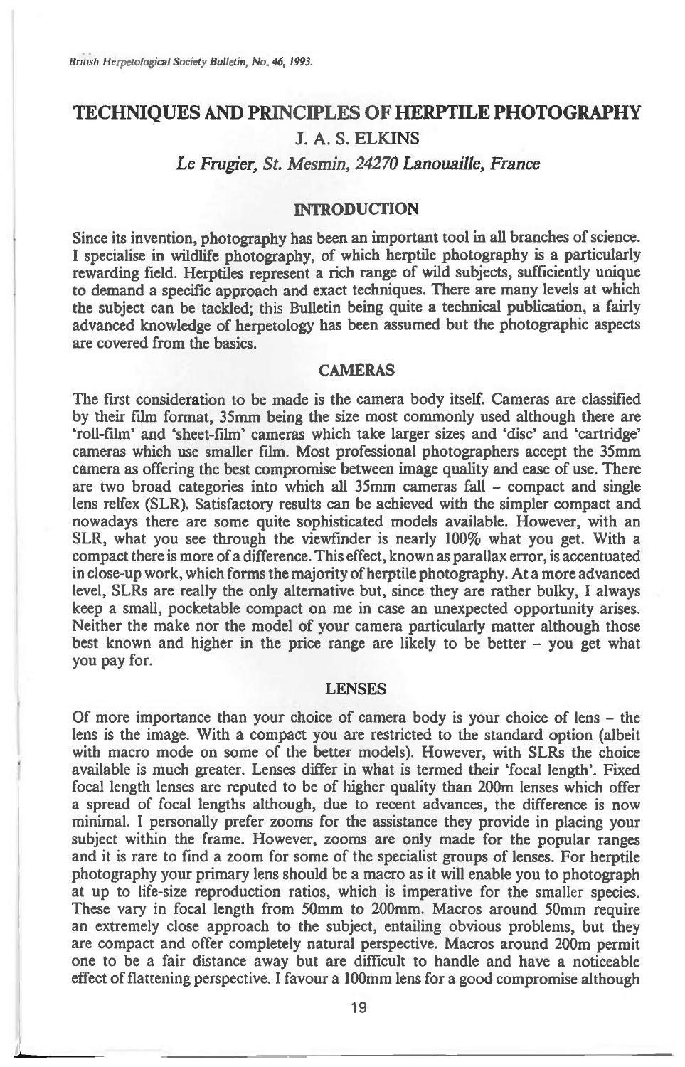# TECHNIQUES AND PRINCIPLES OF HERPTILE PHOTOGRAPHY

J. A. S. ELKINS

*Le Frugier, St. Mesmin, 24270 Lanouaille, France*

## INTRODUCTION

Since its invention, photography has been an important tool in all branches of science. I specialise in wildlife photography, of which herptile photography is a particularly rewarding field. Herptiles represent a rich range of wild subjects, sufficiently unique to demand a specific approach and exact techniques. There are many levels at which the subject can be tackled; this Bulletin being quite a technical publication, a fairly advanced knowledge of herpetology has been assumed but the photographic aspects are covered from the basics.

## CAMERAS

The first consideration to be made is the camera body itself. Cameras are classified by their film format, 35mm being the size most commonly used although there are 'roll-film' and 'sheet-film' cameras which take larger sizes and 'disc' and 'cartridge' cameras which use smaller film. Most professional photographers accept the 35mm camera as offering the best compromise between image quality and ease of use. There are two broad categories into which all 35mm cameras fall – compact and single lens relfex (SLR). Satisfactory results can be achieved with the simpler compact and nowadays there are some quite sophisticated models available. However, with an SLR, what you see through the viewfinder is nearly 100% what you get. With a compact there is more of a difference. This effect, known as parallax error, is accentuated in close-up work, which forms the majority of herptile photography. At a more advanced level, SLRs are really the only alternative but, since they are rather bulky, I always keep a small, pocketable compact on me in case an unexpected opportunity arises. Neither the make nor the model of your camera particularly matter although those best known and higher in the price range are likely to be better – you get what you pay for.

## LENSES

Of more importance than your choice of camera body is your choice of lens – the lens is the image. With a compact you are restricted to the standard option (albeit with macro mode on some of the better models). However, with SLRs the choice available is much greater. Lenses differ in what is termed their 'focal length'. Fixed focal length lenses are reputed to be of higher quality than 200m lenses which offer a spread of focal lengths although, due to recent advances, the difference is now minimal. I personally prefer zooms for the assistance they provide in placing your subject within the frame. However, zooms are only made for the popular ranges and it is rare to find a zoom for some of the specialist groups of lenses. For herptile photography your primary lens should be a macro as it will enable you to photograph at up to life-size reproduction ratios, which is imperative for the smaller species. These vary in focal length from 50mm to 200mm. Macros around 50mm require an extremely close approach to the subject, entailing obvious problems, but they are compact and offer completely natural perspective. Macros around 200m permit one to be a fair distance away but are difficult to handle and have a noticeable effect of flattening perspective. I favour a 100mm lens for a good compromise although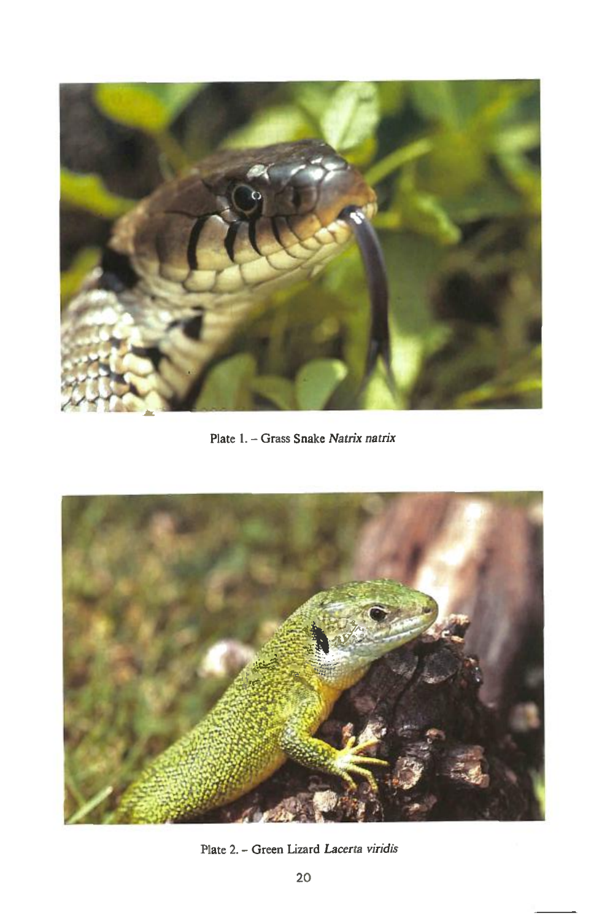Plate 1. – Grass Snake *Natrix natrix*

Plate 2. – Green Lizard *Lacerta viridis*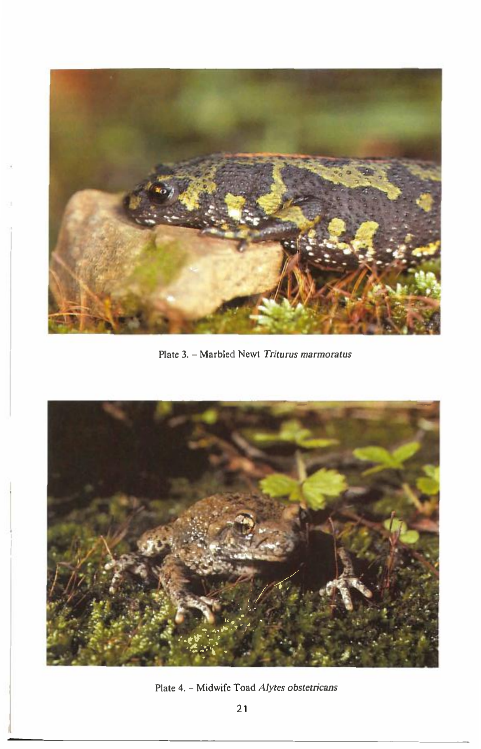Plate 3. – Marbled Newt *Triturus marmoratus*

Plate 4. – Midwife Toad *Alytes obstetricans*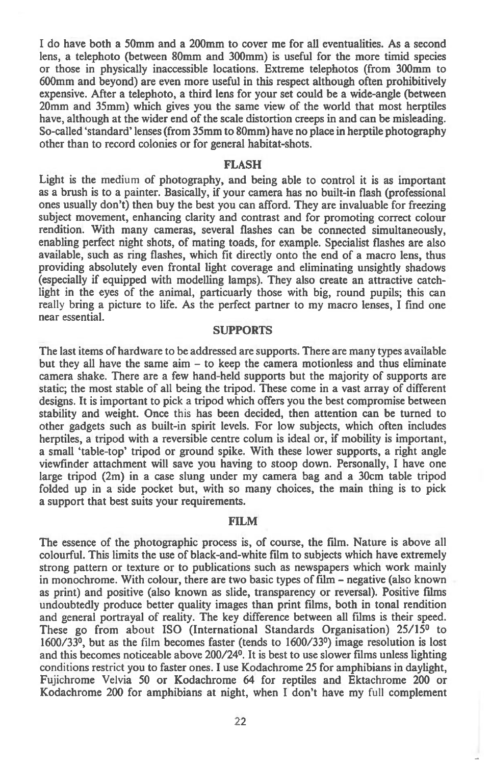I do have both a 50mm and a 200mm to cover me for all eventualities. As a second lens, a telephoto (between 80mm and 300mm) is useful for the more timid species or those in physically inaccessible locations. Extreme telephotos (from 300mm to 600mm and beyond) are even more useful in this respect although often prohibitively expensive. After a telephoto, a third lens for your set could be a wide-angle (between 20mm and 35mm) which gives you the same view of the world that most herptiles have, although at the wider end of the scale distortion creeps in and can be misleading. So-called 'standard' lenses (from 35mm to 80mm) have no place in herptile photography other than to record colonies or for general habitat-shots.

## FLASH

Light is the medium of photography, and being able to control it is as important as a brush is to a painter. Basically, if your camera has no built-in flash (professional ones usually don't) then buy the best you can afford. They are invaluable for freezing subject movement, enhancing clarity and contrast and for promoting correct colour rendition. With many cameras, several flashes can be connected simultaneously, enabling perfect night shots, of mating toads, for example. Specialist flashes are also available, such as ring flashes, which fit directly onto the end of a macro lens, thus providing absolutely even frontal light coverage and eliminating unsightly shadows (especially if equipped with modelling lamps). They also create an attractive catch-light in the eyes of the animal, particuarly those with big, round pupils; this can really bring a picture to life. As the perfect partner to my macro lenses, I find one near essential.

## SUPPORTS

The last items of hardware to be addressed are supports. There are many types available but they all have the same aim – to keep the camera motionless and thus eliminate camera shake. There are a few hand-held supports but the majority of supports are static; the most stable of all being the tripod. These come in a vast array of different designs. It is important to pick a tripod which offers you the best compromise between stability and weight. Once this has been decided, then attention can be turned to other gadgets such as built-in spirit levels. For low subjects, which often includes herptiles, a tripod with a reversible centre colum is ideal or, if mobility is important, a small 'table-top' tripod or ground spike. With these lower supports, a right angle viewfinder attachment will save you having to stoop down. Personally, I have one large tripod (2m) in a case slung under my camera bag and a 30cm table tripod folded up in a side pocket but, with so many choices, the main thing is to pick a support that best suits your requirements.

## FILM

The essence of the photographic process is, of course, the film. Nature is above all colourful. This limits the use of black-and-white film to subjects which have extremely strong pattern or texture or to publications such as newspapers which work mainly in monochrome. With colour, there are two basic types of film – negative (also known as print) and positive (also known as slide, transparency or reversal). Positive films undoubtedly produce better quality images than print films, both in tonal rendition and general portrayal of reality. The key difference between all films is their speed. These go from about ISO (International Standards Organisation) 25/15° to 1600/33°, but as the film becomes faster (tends to 1600/33°) image resolution is lost and this becomes noticeable above 200/24°. It is best to use slower films unless lighting conditions restrict you to faster ones. I use Kodachrome 25 for amphibians in daylight, Fujichrome Velvia 50 or Kodachrome 64 for reptiles and Ektachrome 200 or Kodachrome 200 for amphibians at night, when I don't have my full complement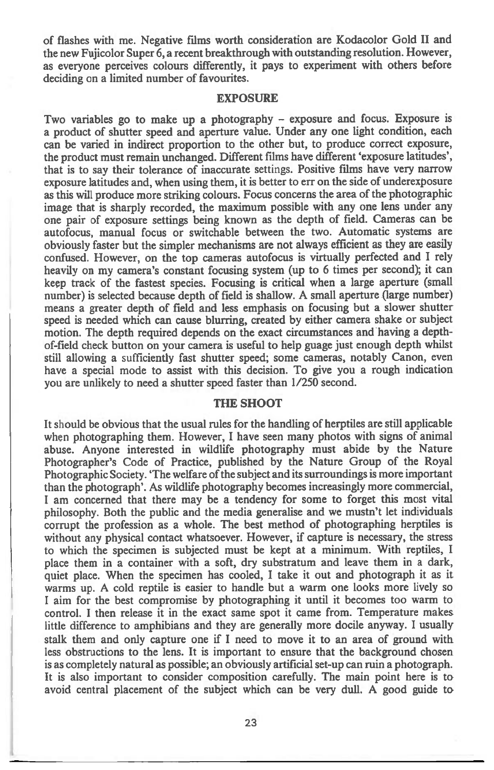of flashes with me. Negative films worth consideration are Kodacolor Gold II and the new Fujicolor Super 6, a recent breakthrough with outstanding resolution. However, as everyone perceives colours differently, it pays to experiment with others before deciding on a limited number of favourites.

## EXPOSURE

Two variables go to make up a photography – exposure and focus. Exposure is a product of shutter speed and aperture value. Under any one light condition, each can be varied in indirect proportion to the other but, to produce correct exposure, the product must remain unchanged. Different films have different 'exposure latitudes', that is to say their tolerance of inaccurate settings. Positive films have very narrow exposure latitudes and, when using them, it is better to err on the side of underexposure as this will produce more striking colours. Focus concerns the area of the photographic image that is sharply recorded, the maximum possible with any one lens under any one pair of exposure settings being known as the depth of field. Cameras can be autofocus, manual focus or switchable between the two. Automatic systems are obviously faster but the simpler mechanisms are not always efficient as they are easily confused. However, on the top cameras autofocus is virtually perfected and I rely heavily on my camera's constant focusing system (up to 6 times per second); it can keep track of the fastest species. Focusing is critical when a large aperture (small number) is selected because depth of field is shallow. A small aperture (large number) means a greater depth of field and less emphasis on focusing but a slower shutter speed is needed which can cause blurring, created by either camera shake or subject motion. The depth required depends on the exact circumstances and having a depth-of-field check button on your camera is useful to help guage just enough depth whilst still allowing a sufficiently fast shutter speed; some cameras, notably Canon, even have a special mode to assist with this decision. To give you a rough indication you are unlikely to need a shutter speed faster than 1/250 second.

## THE SHOOT

It should be obvious that the usual rules for the handling of herptiles are still applicable when photographing them. However, I have seen many photos with signs of animal abuse. Anyone interested in wildlife photography must abide by the Nature Photographer's Code of Practice, published by the Nature Group of the Royal Photographic Society. 'The welfare of the subject and its surroundings is more important than the photograph'. As wildlife photography becomes increasingly more commercial, I am concerned that there may be a tendency for some to forget this most vital philosophy. Both the public and the media generalise and we mustn't let individuals corrupt the profession as a whole. The best method of photographing herptiles is without any physical contact whatsoever. However, if capture is necessary, the stress to which the specimen is subjected must be kept at a minimum. With reptiles, I place them in a container with a soft, dry substratum and leave them in a dark, quiet place. When the specimen has cooled, I take it out and photograph it as it warms up. A cold reptile is easier to handle but a warm one looks more lively so I aim for the best compromise by photographing it until it becomes too warm to control. I then release it in the exact same spot it came from. Temperature makes little difference to amphibians and they are generally more docile anyway. I usually stalk them and only capture one if I need to move it to an area of ground with less obstructions to the lens. It is important to ensure that the background chosen is as completely natural as possible; an obviously artificial set-up can ruin a photograph. It is also important to consider composition carefully. The main point here is to avoid central placement of the subject which can be very dull. A good guide to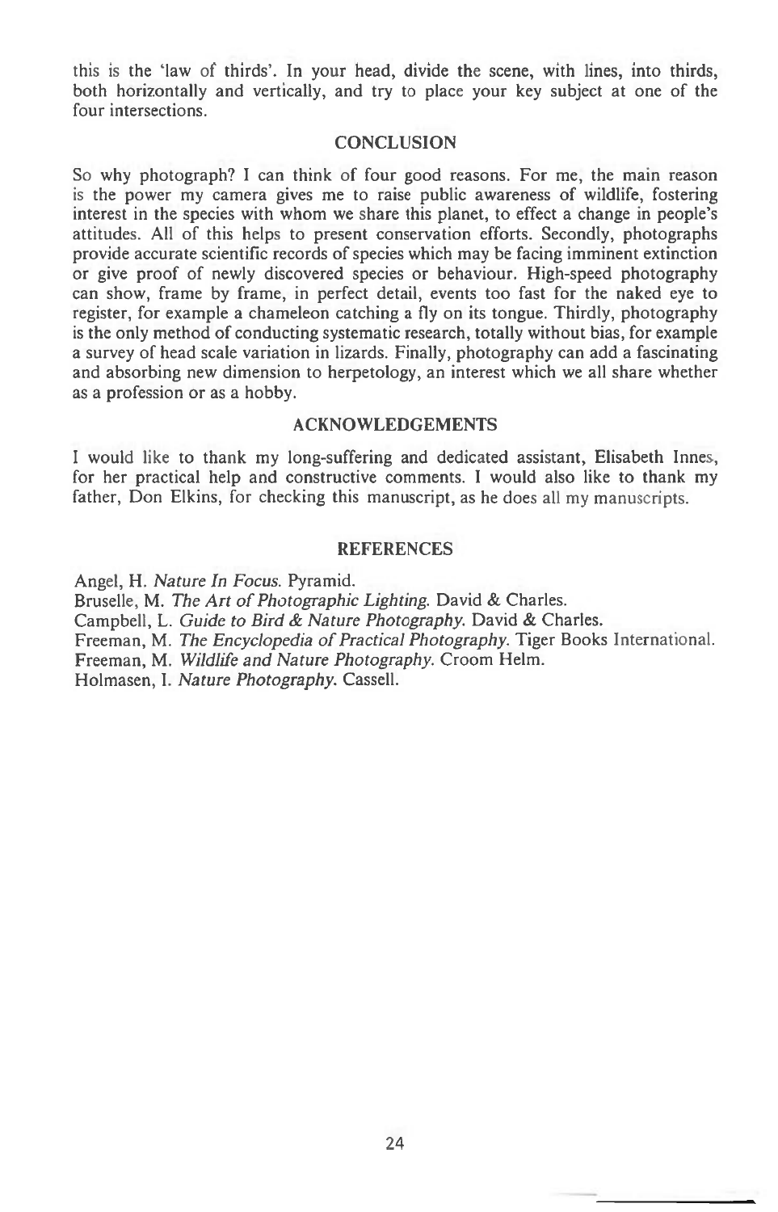this is the 'law of thirds'. In your head, divide the scene, with lines, into thirds, both horizontally and vertically, and try to place your key subject at one of the four intersections.

## CONCLUSION

So why photograph? I can think of four good reasons. For me, the main reason is the power my camera gives me to raise public awareness of wildlife, fostering interest in the species with whom we share this planet, to effect a change in people's attitudes. All of this helps to present conservation efforts. Secondly, photographs provide accurate scientific records of species which may be facing imminent extinction or give proof of newly discovered species or behaviour. High-speed photography can show, frame by frame, in perfect detail, events too fast for the naked eye to register, for example a chameleon catching a fly on its tongue. Thirdly, photography is the only method of conducting systematic research, totally without bias, for example a survey of head scale variation in lizards. Finally, photography can add a fascinating and absorbing new dimension to herpetology, an interest which we all share whether as a profession or as a hobby.

## ACKNOWLEDGEMENTS

I would like to thank my long-suffering and dedicated assistant, Elisabeth Innes, for her practical help and constructive comments. I would also like to thank my father, Don Elkins, for checking this manuscript, as he does all my manuscripts.

## REFERENCES

Angel, H. *Nature In Focus.* Pyramid.
Bruselle, M. *The Art of Photographic Lighting.* David & Charles.
Campbell, L. *Guide to Bird & Nature Photography.* David & Charles.
Freeman, M. *The Encyclopedia of Practical Photography.* Tiger Books International.
Freeman, M. *Wildlife and Nature Photography.* Croom Helm.
Holmasen, I. *Nature Photography.* Cassell.